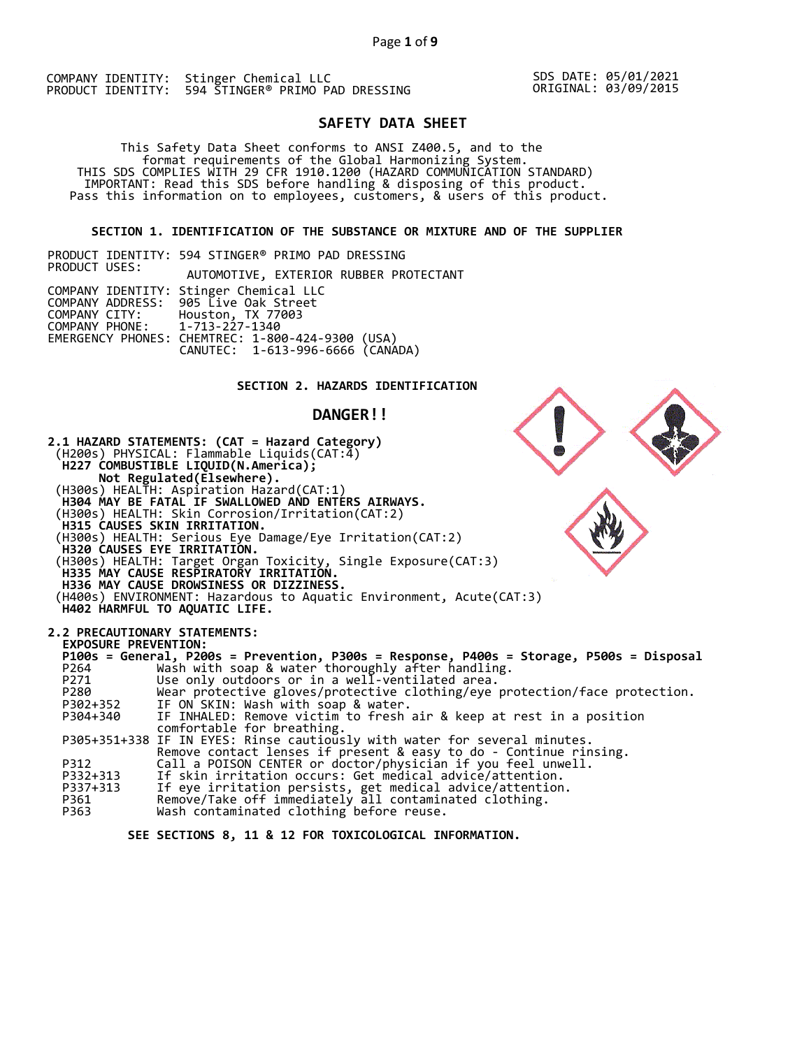COMPANY IDENTITY: Stinger Chemical LLC
PRODUCT IDENTITY: 594 STINGER® PRIMO PAD DRESSING

SDS DATE: 05/01/2021
ORIGINAL: 03/09/2015

# SAFETY DATA SHEET

This Safety Data Sheet conforms to ANSI Z400.5, and to the format requirements of the Global Harmonizing System.
THIS SDS COMPLIES WITH 29 CFR 1910.1200 (HAZARD COMMUNICATION STANDARD)
IMPORTANT: Read this SDS before handling & disposing of this product.
Pass this information on to employees, customers, & users of this product.

## SECTION 1. IDENTIFICATION OF THE SUBSTANCE OR MIXTURE AND OF THE SUPPLIER

PRODUCT IDENTITY: 594 STINGER® PRIMO PAD DRESSING
PRODUCT USES: AUTOMOTIVE, EXTERIOR RUBBER PROTECTANT

COMPANY IDENTITY: Stinger Chemical LLC
COMPANY ADDRESS: 905 Live Oak Street
COMPANY CITY: Houston, TX 77003
COMPANY PHONE: 1-713-227-1340
EMERGENCY PHONES: CHEMTREC: 1-800-424-9300 (USA)
CANUTEC: 1-613-996-6666 (CANADA)

## SECTION 2. HAZARDS IDENTIFICATION

### DANGER!!

**2.1 HAZARD STATEMENTS: (CAT = Hazard Category)**

(H200s) PHYSICAL: Flammable Liquids(CAT:4)
**H227 COMBUSTIBLE LIQUID(N.America);**
**Not Regulated(Elsewhere).**
(H300s) HEALTH: Aspiration Hazard(CAT:1)
**H304 MAY BE FATAL IF SWALLOWED AND ENTERS AIRWAYS.**
(H300s) HEALTH: Skin Corrosion/Irritation(CAT:2)
**H315 CAUSES SKIN IRRITATION.**
(H300s) HEALTH: Serious Eye Damage/Eye Irritation(CAT:2)
**H320 CAUSES EYE IRRITATION.**
(H300s) HEALTH: Target Organ Toxicity, Single Exposure(CAT:3)
**H335 MAY CAUSE RESPIRATORY IRRITATION.**
**H336 MAY CAUSE DROWSINESS OR DIZZINESS.**
(H400s) ENVIRONMENT: Hazardous to Aquatic Environment, Acute(CAT:3)
**H402 HARMFUL TO AQUATIC LIFE.**

**2.2 PRECAUTIONARY STATEMENTS:**

**EXPOSURE PREVENTION:**

**P100s = General, P200s = Prevention, P300s = Response, P400s = Storage, P500s = Disposal**

| | |
|---|---|
| P264 | Wash with soap & water thoroughly after handling. |
| P271 | Use only outdoors or in a well-ventilated area. |
| P280 | Wear protective gloves/protective clothing/eye protection/face protection. |
| P302+352 | IF ON SKIN: Wash with soap & water. |
| P304+340 | IF INHALED: Remove victim to fresh air & keep at rest in a position comfortable for breathing. |
| P305+351+338 | IF IN EYES: Rinse cautiously with water for several minutes. Remove contact lenses if present & easy to do - Continue rinsing. |
| P312 | Call a POISON CENTER or doctor/physician if you feel unwell. |
| P332+313 | If skin irritation occurs: Get medical advice/attention. |
| P337+313 | If eye irritation persists, get medical advice/attention. |
| P361 | Remove/Take off immediately all contaminated clothing. |
| P363 | Wash contaminated clothing before reuse. |

**SEE SECTIONS 8, 11 & 12 FOR TOXICOLOGICAL INFORMATION.**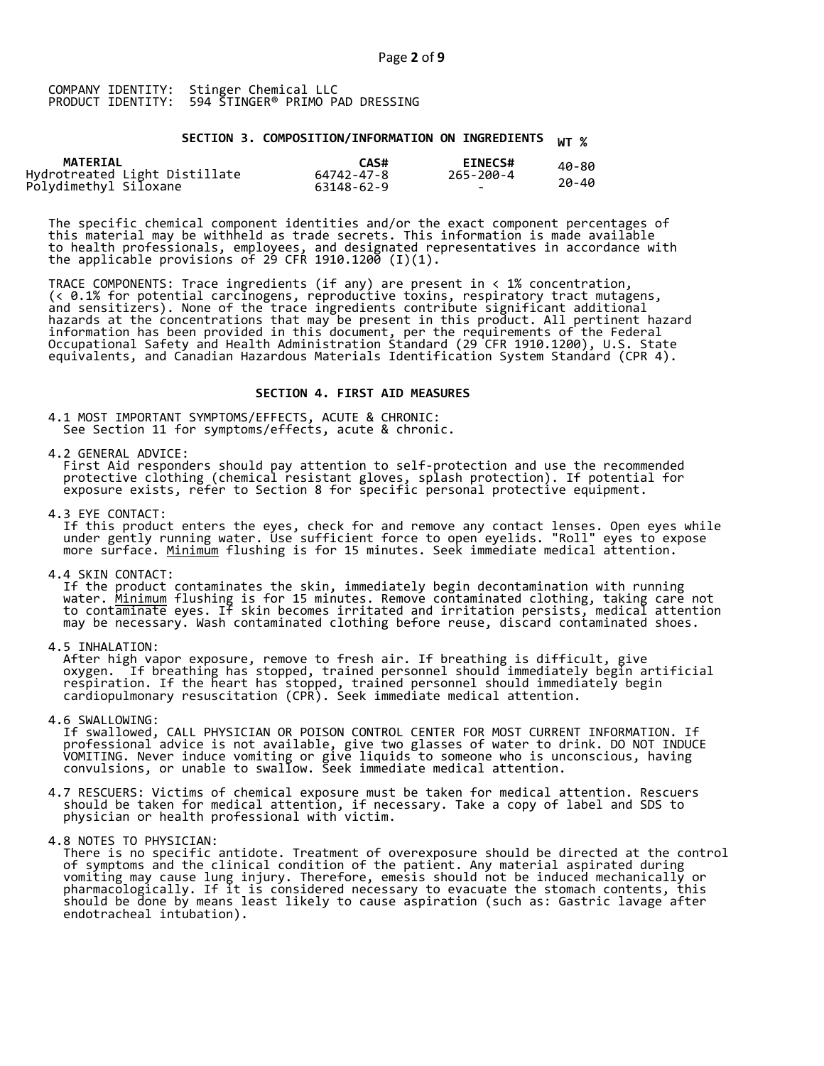COMPANY IDENTITY: Stinger Chemical LLC
PRODUCT IDENTITY: 594 STINGER® PRIMO PAD DRESSING

## SECTION 3. COMPOSITION/INFORMATION ON INGREDIENTS

| MATERIAL | CAS# | EINECS# | WT % |
|---|---|---|---|
| Hydrotreated Light Distillate | 64742-47-8 | 265-200-4 | 40-80 |
| Polydimethyl Siloxane | 63148-62-9 | - | 20-40 |

The specific chemical component identities and/or the exact component percentages of this material may be withheld as trade secrets. This information is made available to health professionals, employees, and designated representatives in accordance with the applicable provisions of 29 CFR 1910.1200 (I)(1).

TRACE COMPONENTS: Trace ingredients (if any) are present in < 1% concentration, (< 0.1% for potential carcinogens, reproductive toxins, respiratory tract mutagens, and sensitizers). None of the trace ingredients contribute significant additional hazards at the concentrations that may be present in this product. All pertinent hazard information has been provided in this document, per the requirements of the Federal Occupational Safety and Health Administration Standard (29 CFR 1910.1200), U.S. State equivalents, and Canadian Hazardous Materials Identification System Standard (CPR 4).

## SECTION 4. FIRST AID MEASURES

4.1 MOST IMPORTANT SYMPTOMS/EFFECTS, ACUTE & CHRONIC:
See Section 11 for symptoms/effects, acute & chronic.

4.2 GENERAL ADVICE:
First Aid responders should pay attention to self-protection and use the recommended protective clothing (chemical resistant gloves, splash protection). If potential for exposure exists, refer to Section 8 for specific personal protective equipment.

4.3 EYE CONTACT:
If this product enters the eyes, check for and remove any contact lenses. Open eyes while under gently running water. Use sufficient force to open eyelids. "Roll" eyes to expose more surface. Minimum flushing is for 15 minutes. Seek immediate medical attention.

4.4 SKIN CONTACT:
If the product contaminates the skin, immediately begin decontamination with running water. Minimum flushing is for 15 minutes. Remove contaminated clothing, taking care not to contaminate eyes. If skin becomes irritated and irritation persists, medical attention may be necessary. Wash contaminated clothing before reuse, discard contaminated shoes.

4.5 INHALATION:
After high vapor exposure, remove to fresh air. If breathing is difficult, give oxygen. If breathing has stopped, trained personnel should immediately begin artificial respiration. If the heart has stopped, trained personnel should immediately begin cardiopulmonary resuscitation (CPR). Seek immediate medical attention.

4.6 SWALLOWING:
If swallowed, CALL PHYSICIAN OR POISON CONTROL CENTER FOR MOST CURRENT INFORMATION. If professional advice is not available, give two glasses of water to drink. DO NOT INDUCE VOMITING. Never induce vomiting or give liquids to someone who is unconscious, having convulsions, or unable to swallow. Seek immediate medical attention.

4.7 RESCUERS: Victims of chemical exposure must be taken for medical attention. Rescuers should be taken for medical attention, if necessary. Take a copy of label and SDS to physician or health professional with victim.

4.8 NOTES TO PHYSICIAN:
There is no specific antidote. Treatment of overexposure should be directed at the control of symptoms and the clinical condition of the patient. Any material aspirated during vomiting may cause lung injury. Therefore, emesis should not be induced mechanically or pharmacologically. If it is considered necessary to evacuate the stomach contents, this should be done by means least likely to cause aspiration (such as: Gastric lavage after endotracheal intubation).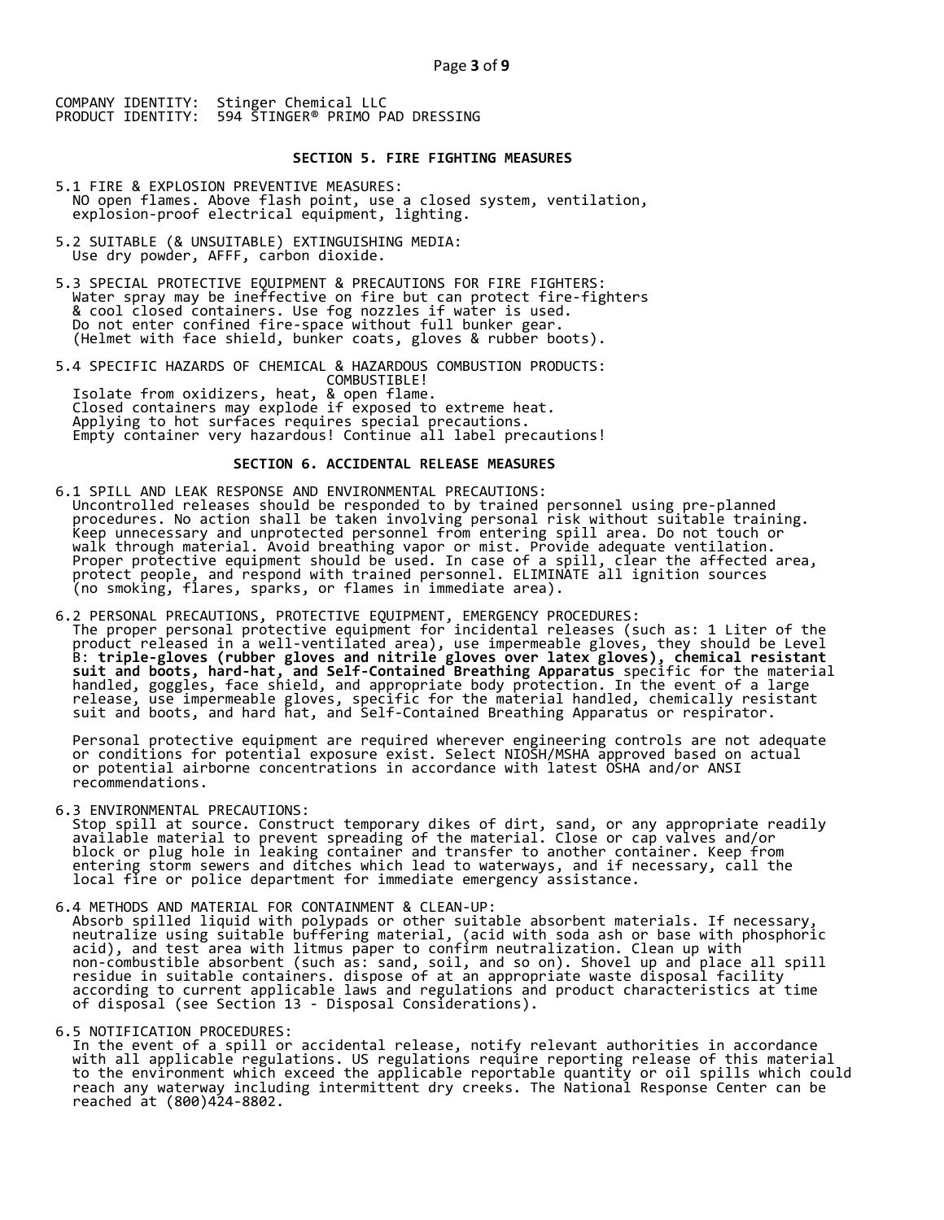COMPANY IDENTITY: Stinger Chemical LLC
PRODUCT IDENTITY: 594 STINGER® PRIMO PAD DRESSING

## SECTION 5. FIRE FIGHTING MEASURES

5.1 FIRE & EXPLOSION PREVENTIVE MEASURES:
NO open flames. Above flash point, use a closed system, ventilation, explosion-proof electrical equipment, lighting.

5.2 SUITABLE (& UNSUITABLE) EXTINGUISHING MEDIA:
Use dry powder, AFFF, carbon dioxide.

5.3 SPECIAL PROTECTIVE EQUIPMENT & PRECAUTIONS FOR FIRE FIGHTERS:
Water spray may be ineffective on fire but can protect fire-fighters & cool closed containers. Use fog nozzles if water is used. Do not enter confined fire-space without full bunker gear. (Helmet with face shield, bunker coats, gloves & rubber boots).

5.4 SPECIFIC HAZARDS OF CHEMICAL & HAZARDOUS COMBUSTION PRODUCTS:
COMBUSTIBLE!
Isolate from oxidizers, heat, & open flame.
Closed containers may explode if exposed to extreme heat.
Applying to hot surfaces requires special precautions.
Empty container very hazardous! Continue all label precautions!

## SECTION 6. ACCIDENTAL RELEASE MEASURES

6.1 SPILL AND LEAK RESPONSE AND ENVIRONMENTAL PRECAUTIONS:
Uncontrolled releases should be responded to by trained personnel using pre-planned procedures. No action shall be taken involving personal risk without suitable training. Keep unnecessary and unprotected personnel from entering spill area. Do not touch or walk through material. Avoid breathing vapor or mist. Provide adequate ventilation. Proper protective equipment should be used. In case of a spill, clear the affected area, protect people, and respond with trained personnel. ELIMINATE all ignition sources (no smoking, flares, sparks, or flames in immediate area).

6.2 PERSONAL PRECAUTIONS, PROTECTIVE EQUIPMENT, EMERGENCY PROCEDURES:
The proper personal protective equipment for incidental releases (such as: 1 Liter of the product released in a well-ventilated area), use impermeable gloves, they should be Level B: **triple-gloves (rubber gloves and nitrile gloves over latex gloves), chemical resistant suit and boots, hard-hat, and Self-Contained Breathing Apparatus** specific for the material handled, goggles, face shield, and appropriate body protection. In the event of a large release, use impermeable gloves, specific for the material handled, chemically resistant suit and boots, and hard hat, and Self-Contained Breathing Apparatus or respirator.

Personal protective equipment are required wherever engineering controls are not adequate or conditions for potential exposure exist. Select NIOSH/MSHA approved based on actual or potential airborne concentrations in accordance with latest OSHA and/or ANSI recommendations.

6.3 ENVIRONMENTAL PRECAUTIONS:
Stop spill at source. Construct temporary dikes of dirt, sand, or any appropriate readily available material to prevent spreading of the material. Close or cap valves and/or block or plug hole in leaking container and transfer to another container. Keep from entering storm sewers and ditches which lead to waterways, and if necessary, call the local fire or police department for immediate emergency assistance.

6.4 METHODS AND MATERIAL FOR CONTAINMENT & CLEAN-UP:
Absorb spilled liquid with polypads or other suitable absorbent materials. If necessary, neutralize using suitable buffering material, (acid with soda ash or base with phosphoric acid), and test area with litmus paper to confirm neutralization. Clean up with non-combustible absorbent (such as: sand, soil, and so on). Shovel up and place all spill residue in suitable containers. dispose of at an appropriate waste disposal facility according to current applicable laws and regulations and product characteristics at time of disposal (see Section 13 - Disposal Considerations).

6.5 NOTIFICATION PROCEDURES:
In the event of a spill or accidental release, notify relevant authorities in accordance with all applicable regulations. US regulations require reporting release of this material to the environment which exceed the applicable reportable quantity or oil spills which could reach any waterway including intermittent dry creeks. The National Response Center can be reached at (800)424-8802.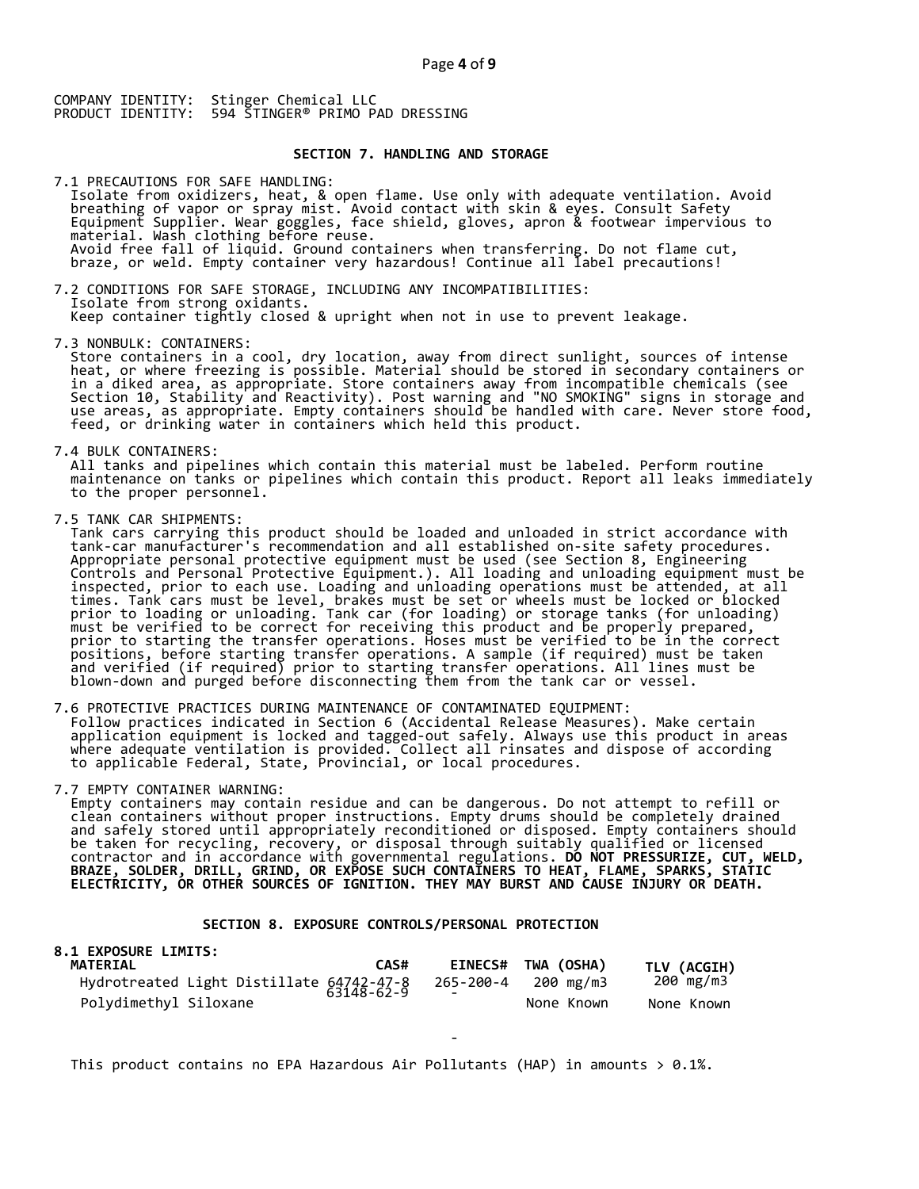COMPANY IDENTITY: Stinger Chemical LLC
PRODUCT IDENTITY: 594 STINGER® PRIMO PAD DRESSING

## SECTION 7. HANDLING AND STORAGE

7.1 PRECAUTIONS FOR SAFE HANDLING:
Isolate from oxidizers, heat, & open flame. Use only with adequate ventilation. Avoid breathing of vapor or spray mist. Avoid contact with skin & eyes. Consult Safety Equipment Supplier. Wear goggles, face shield, gloves, apron & footwear impervious to material. Wash clothing before reuse.
Avoid free fall of liquid. Ground containers when transferring. Do not flame cut, braze, or weld. Empty container very hazardous! Continue all label precautions!

7.2 CONDITIONS FOR SAFE STORAGE, INCLUDING ANY INCOMPATIBILITIES:
Isolate from strong oxidants.
Keep container tightly closed & upright when not in use to prevent leakage.

7.3 NONBULK: CONTAINERS:
Store containers in a cool, dry location, away from direct sunlight, sources of intense heat, or where freezing is possible. Material should be stored in secondary containers or in a diked area, as appropriate. Store containers away from incompatible chemicals (see Section 10, Stability and Reactivity). Post warning and "NO SMOKING" signs in storage and use areas, as appropriate. Empty containers should be handled with care. Never store food, feed, or drinking water in containers which held this product.

7.4 BULK CONTAINERS:
All tanks and pipelines which contain this material must be labeled. Perform routine maintenance on tanks or pipelines which contain this product. Report all leaks immediately to the proper personnel.

7.5 TANK CAR SHIPMENTS:
Tank cars carrying this product should be loaded and unloaded in strict accordance with tank-car manufacturer's recommendation and all established on-site safety procedures. Appropriate personal protective equipment must be used (see Section 8, Engineering Controls and Personal Protective Equipment.). All loading and unloading equipment must be inspected, prior to each use. Loading and unloading operations must be attended, at all times. Tank cars must be level, brakes must be set or wheels must be locked or blocked prior to loading or unloading. Tank car (for loading) or storage tanks (for unloading) must be verified to be correct for receiving this product and be properly prepared, prior to starting the transfer operations. Hoses must be verified to be in the correct positions, before starting transfer operations. A sample (if required) must be taken and verified (if required) prior to starting transfer operations. All lines must be blown-down and purged before disconnecting them from the tank car or vessel.

7.6 PROTECTIVE PRACTICES DURING MAINTENANCE OF CONTAMINATED EQUIPMENT:
Follow practices indicated in Section 6 (Accidental Release Measures). Make certain application equipment is locked and tagged-out safely. Always use this product in areas where adequate ventilation is provided. Collect all rinsates and dispose of according to applicable Federal, State, Provincial, or local procedures.

7.7 EMPTY CONTAINER WARNING:
Empty containers may contain residue and can be dangerous. Do not attempt to refill or clean containers without proper instructions. Empty drums should be completely drained and safely stored until appropriately reconditioned or disposed. Empty containers should be taken for recycling, recovery, or disposal through suitably qualified or licensed contractor and in accordance with governmental regulations. **DO NOT PRESSURIZE, CUT, WELD, BRAZE, SOLDER, DRILL, GRIND, OR EXPOSE SUCH CONTAINERS TO HEAT, FLAME, SPARKS, STATIC ELECTRICITY, OR OTHER SOURCES OF IGNITION. THEY MAY BURST AND CAUSE INJURY OR DEATH.**

## SECTION 8. EXPOSURE CONTROLS/PERSONAL PROTECTION

**8.1 EXPOSURE LIMITS:**

| MATERIAL | CAS# | EINECS# | TWA (OSHA) | TLV (ACGIH) |
|---|---|---|---|---|
| Hydrotreated Light Distillate | 64742-47-8 | 265-200-4 | 200 mg/m3 | 200 mg/m3 |
| Polydimethyl Siloxane | 63148-62-9 | - | None Known | None Known |

-

This product contains no EPA Hazardous Air Pollutants (HAP) in amounts > 0.1%.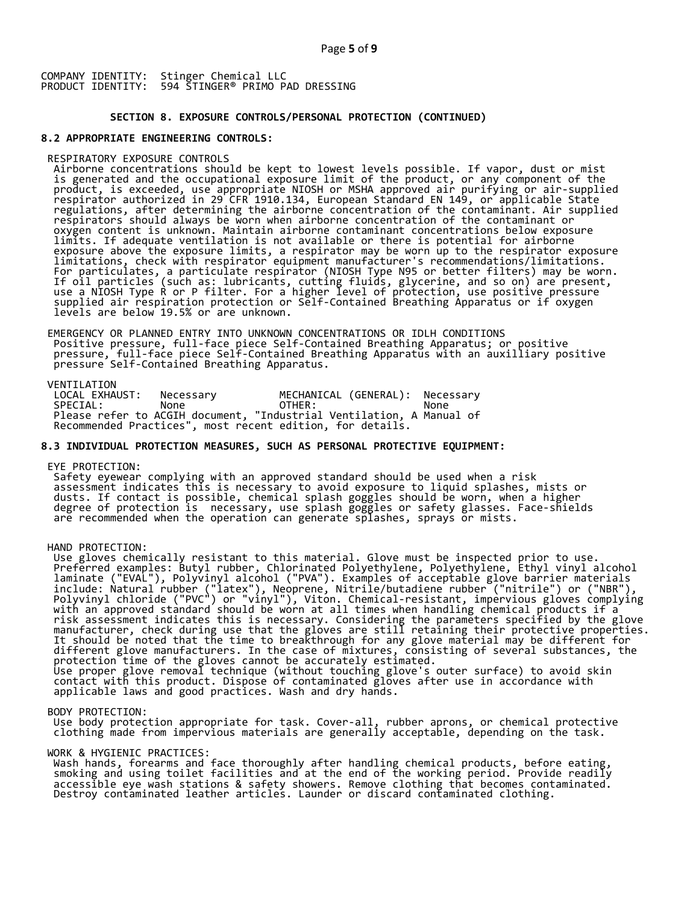COMPANY IDENTITY: Stinger Chemical LLC
PRODUCT IDENTITY: 594 STINGER® PRIMO PAD DRESSING

## SECTION 8. EXPOSURE CONTROLS/PERSONAL PROTECTION (CONTINUED)

### 8.2 APPROPRIATE ENGINEERING CONTROLS:

RESPIRATORY EXPOSURE CONTROLS

Airborne concentrations should be kept to lowest levels possible. If vapor, dust or mist is generated and the occupational exposure limit of the product, or any component of the product, is exceeded, use appropriate NIOSH or MSHA approved air purifying or air-supplied respirator authorized in 29 CFR 1910.134, European Standard EN 149, or applicable State regulations, after determining the airborne concentration of the contaminant. Air supplied respirators should always be worn when airborne concentration of the contaminant or oxygen content is unknown. Maintain airborne contaminant concentrations below exposure limits. If adequate ventilation is not available or there is potential for airborne exposure above the exposure limits, a respirator may be worn up to the respirator exposure limitations, check with respirator equipment manufacturer's recommendations/limitations. For particulates, a particulate respirator (NIOSH Type N95 or better filters) may be worn. If oil particles (such as: lubricants, cutting fluids, glycerine, and so on) are present, use a NIOSH Type R or P filter. For a higher level of protection, use positive pressure supplied air respiration protection or Self-Contained Breathing Apparatus or if oxygen levels are below 19.5% or are unknown.

EMERGENCY OR PLANNED ENTRY INTO UNKNOWN CONCENTRATIONS OR IDLH CONDITIONS

Positive pressure, full-face piece Self-Contained Breathing Apparatus; or positive pressure, full-face piece Self-Contained Breathing Apparatus with an auxilliary positive pressure Self-Contained Breathing Apparatus.

VENTILATION

| LOCAL EXHAUST: | Necessary | MECHANICAL (GENERAL): | Necessary |
|---|---|---|---|
| SPECIAL: | None | OTHER: | None |

Please refer to ACGIH document, "Industrial Ventilation, A Manual of Recommended Practices", most recent edition, for details.

### 8.3 INDIVIDUAL PROTECTION MEASURES, SUCH AS PERSONAL PROTECTIVE EQUIPMENT:

EYE PROTECTION:

Safety eyewear complying with an approved standard should be used when a risk assessment indicates this is necessary to avoid exposure to liquid splashes, mists or dusts. If contact is possible, chemical splash goggles should be worn, when a higher degree of protection is necessary, use splash goggles or safety glasses. Face-shields are recommended when the operation can generate splashes, sprays or mists.

HAND PROTECTION:

Use gloves chemically resistant to this material. Glove must be inspected prior to use. Preferred examples: Butyl rubber, Chlorinated Polyethylene, Polyethylene, Ethyl vinyl alcohol laminate ("EVAL"), Polyvinyl alcohol ("PVA"). Examples of acceptable glove barrier materials include: Natural rubber ("latex"), Neoprene, Nitrile/butadiene rubber ("nitrile") or ("NBR"), Polyvinyl chloride ("PVC") or "vinyl"), Viton. Chemical-resistant, impervious gloves complying with an approved standard should be worn at all times when handling chemical products if a risk assessment indicates this is necessary. Considering the parameters specified by the glove manufacturer, check during use that the gloves are still retaining their protective properties. It should be noted that the time to breakthrough for any glove material may be different for different glove manufacturers. In the case of mixtures, consisting of several substances, the protection time of the gloves cannot be accurately estimated.
Use proper glove removal technique (without touching glove's outer surface) to avoid skin contact with this product. Dispose of contaminated gloves after use in accordance with applicable laws and good practices. Wash and dry hands.

BODY PROTECTION:

Use body protection appropriate for task. Cover-all, rubber aprons, or chemical protective clothing made from impervious materials are generally acceptable, depending on the task.

WORK & HYGIENIC PRACTICES:

Wash hands, forearms and face thoroughly after handling chemical products, before eating, smoking and using toilet facilities and at the end of the working period. Provide readily accessible eye wash stations & safety showers. Remove clothing that becomes contaminated. Destroy contaminated leather articles. Launder or discard contaminated clothing.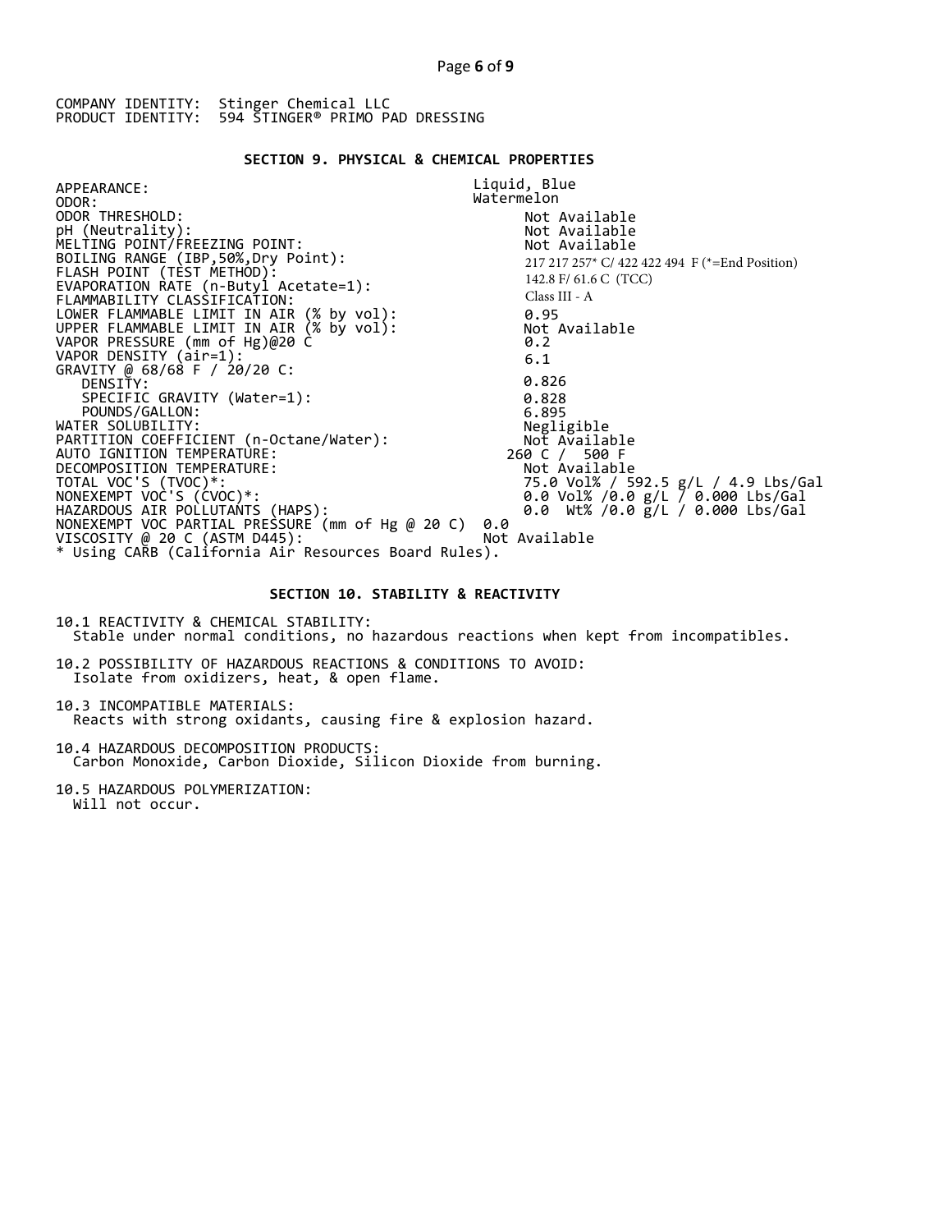COMPANY IDENTITY: Stinger Chemical LLC
PRODUCT IDENTITY: 594 STINGER® PRIMO PAD DRESSING

## SECTION 9. PHYSICAL & CHEMICAL PROPERTIES

| Property | Value |
|---|---|
| APPEARANCE: | Liquid, Blue |
| ODOR: | Watermelon |
| ODOR THRESHOLD: | Not Available |
| pH (Neutrality): | Not Available |
| MELTING POINT/FREEZING POINT: | Not Available |
| BOILING RANGE (IBP,50%,Dry Point): | 217 217 257* C/ 422 422 494 F (*=End Position) |
| FLASH POINT (TEST METHOD): | 142.8 F/ 61.6 C (TCC) |
| EVAPORATION RATE (n-Butyl Acetate=1): | |
| FLAMMABILITY CLASSIFICATION: | Class III - A |
| LOWER FLAMMABLE LIMIT IN AIR (% by vol): | 0.95 |
| UPPER FLAMMABLE LIMIT IN AIR (% by vol): | Not Available |
| VAPOR PRESSURE (mm of Hg)@20 C | 0.2 |
| VAPOR DENSITY (air=1): | 6.1 |
| GRAVITY @ 68/68 F / 20/20 C: | |
| DENSITY: | 0.826 |
| SPECIFIC GRAVITY (Water=1): | 0.828 |
| POUNDS/GALLON: | 6.895 |
| WATER SOLUBILITY: | Negligible |
| PARTITION COEFFICIENT (n-Octane/Water): | Not Available |
| AUTO IGNITION TEMPERATURE: | 260 C / 500 F |
| DECOMPOSITION TEMPERATURE: | Not Available |
| TOTAL VOC'S (TVOC)*: | 75.0 Vol% / 592.5 g/L / 4.9 Lbs/Gal |
| NONEXEMPT VOC'S (CVOC)*: | 0.0 Vol% /0.0 g/L / 0.000 Lbs/Gal |
| HAZARDOUS AIR POLLUTANTS (HAPS): | 0.0 Wt% /0.0 g/L / 0.000 Lbs/Gal |
| NONEXEMPT VOC PARTIAL PRESSURE (mm of Hg @ 20 C) | 0.0 |
| VISCOSITY @ 20 C (ASTM D445): | Not Available |

* Using CARB (California Air Resources Board Rules).

## SECTION 10. STABILITY & REACTIVITY

10.1 REACTIVITY & CHEMICAL STABILITY:
Stable under normal conditions, no hazardous reactions when kept from incompatibles.

10.2 POSSIBILITY OF HAZARDOUS REACTIONS & CONDITIONS TO AVOID:
Isolate from oxidizers, heat, & open flame.

10.3 INCOMPATIBLE MATERIALS:
Reacts with strong oxidants, causing fire & explosion hazard.

10.4 HAZARDOUS DECOMPOSITION PRODUCTS:
Carbon Monoxide, Carbon Dioxide, Silicon Dioxide from burning.

10.5 HAZARDOUS POLYMERIZATION:
Will not occur.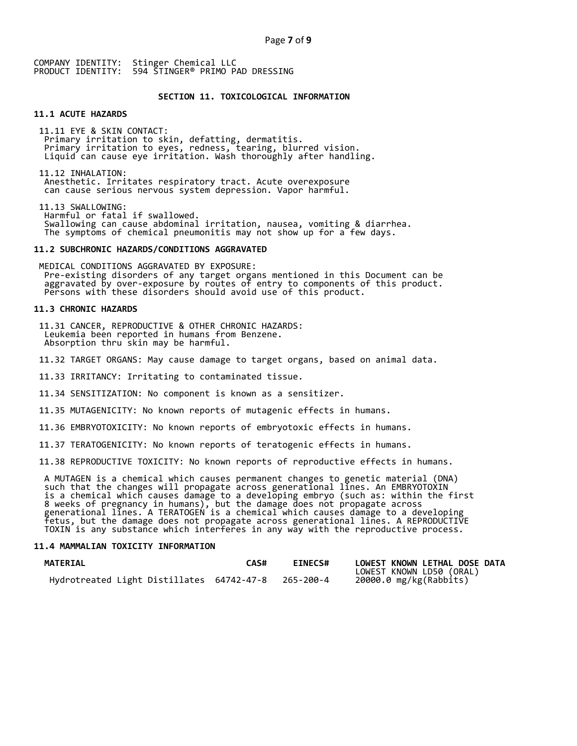COMPANY IDENTITY: Stinger Chemical LLC
PRODUCT IDENTITY: 594 STINGER® PRIMO PAD DRESSING

## SECTION 11. TOXICOLOGICAL INFORMATION

### 11.1 ACUTE HAZARDS

11.11 EYE & SKIN CONTACT:
Primary irritation to skin, defatting, dermatitis.
Primary irritation to eyes, redness, tearing, blurred vision.
Liquid can cause eye irritation. Wash thoroughly after handling.

11.12 INHALATION:
Anesthetic. Irritates respiratory tract. Acute overexposure can cause serious nervous system depression. Vapor harmful.

11.13 SWALLOWING:
Harmful or fatal if swallowed.
Swallowing can cause abdominal irritation, nausea, vomiting & diarrhea.
The symptoms of chemical pneumonitis may not show up for a few days.

### 11.2 SUBCHRONIC HAZARDS/CONDITIONS AGGRAVATED

MEDICAL CONDITIONS AGGRAVATED BY EXPOSURE:
Pre-existing disorders of any target organs mentioned in this Document can be aggravated by over-exposure by routes of entry to components of this product. Persons with these disorders should avoid use of this product.

### 11.3 CHRONIC HAZARDS

11.31 CANCER, REPRODUCTIVE & OTHER CHRONIC HAZARDS:
Leukemia been reported in humans from Benzene.
Absorption thru skin may be harmful.

11.32 TARGET ORGANS: May cause damage to target organs, based on animal data.

11.33 IRRITANCY: Irritating to contaminated tissue.

11.34 SENSITIZATION: No component is known as a sensitizer.

11.35 MUTAGENICITY: No known reports of mutagenic effects in humans.

11.36 EMBRYOTOXICITY: No known reports of embryotoxic effects in humans.

11.37 TERATOGENICITY: No known reports of teratogenic effects in humans.

11.38 REPRODUCTIVE TOXICITY: No known reports of reproductive effects in humans.

A MUTAGEN is a chemical which causes permanent changes to genetic material (DNA) such that the changes will propagate across generational lines. An EMBRYOTOXIN is a chemical which causes damage to a developing embryo (such as: within the first 8 weeks of pregnancy in humans), but the damage does not propagate across generational lines. A TERATOGEN is a chemical which causes damage to a developing fetus, but the damage does not propagate across generational lines. A REPRODUCTIVE TOXIN is any substance which interferes in any way with the reproductive process.

### 11.4 MAMMALIAN TOXICITY INFORMATION

| MATERIAL | CAS# | EINECS# | LOWEST KNOWN LETHAL DOSE DATA<br>LOWEST KNOWN LD50 (ORAL) |
|---|---|---|---|
| Hydrotreated Light Distillates | 64742-47-8 | 265-200-4 | 20000.0 mg/kg(Rabbits) |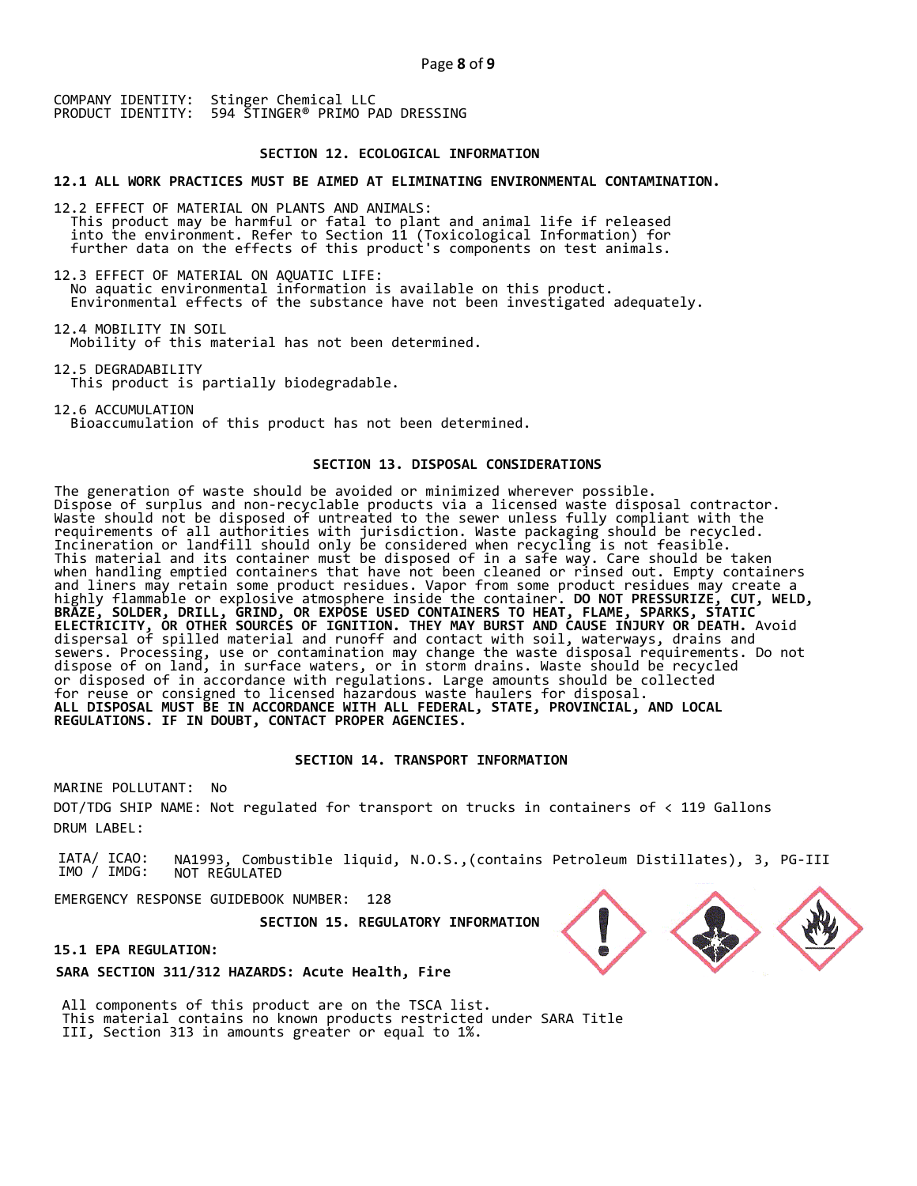COMPANY IDENTITY: Stinger Chemical LLC
PRODUCT IDENTITY: 594 STINGER® PRIMO PAD DRESSING

## SECTION 12. ECOLOGICAL INFORMATION

**12.1 ALL WORK PRACTICES MUST BE AIMED AT ELIMINATING ENVIRONMENTAL CONTAMINATION.**

12.2 EFFECT OF MATERIAL ON PLANTS AND ANIMALS:
This product may be harmful or fatal to plant and animal life if released into the environment. Refer to Section 11 (Toxicological Information) for further data on the effects of this product's components on test animals.

12.3 EFFECT OF MATERIAL ON AQUATIC LIFE:
No aquatic environmental information is available on this product. Environmental effects of the substance have not been investigated adequately.

12.4 MOBILITY IN SOIL
Mobility of this material has not been determined.

12.5 DEGRADABILITY
This product is partially biodegradable.

12.6 ACCUMULATION
Bioaccumulation of this product has not been determined.

## SECTION 13. DISPOSAL CONSIDERATIONS

The generation of waste should be avoided or minimized wherever possible. Dispose of surplus and non-recyclable products via a licensed waste disposal contractor. Waste should not be disposed of untreated to the sewer unless fully compliant with the requirements of all authorities with jurisdiction. Waste packaging should be recycled. Incineration or landfill should only be considered when recycling is not feasible. This material and its container must be disposed of in a safe way. Care should be taken when handling emptied containers that have not been cleaned or rinsed out. Empty containers and liners may retain some product residues. Vapor from some product residues may create a highly flammable or explosive atmosphere inside the container. **DO NOT PRESSURIZE, CUT, WELD, BRAZE, SOLDER, DRILL, GRIND, OR EXPOSE USED CONTAINERS TO HEAT, FLAME, SPARKS, STATIC ELECTRICITY, OR OTHER SOURCES OF IGNITION. THEY MAY BURST AND CAUSE INJURY OR DEATH.** Avoid dispersal of spilled material and runoff and contact with soil, waterways, drains and sewers. Processing, use or contamination may change the waste disposal requirements. Do not dispose of on land, in surface waters, or in storm drains. Waste should be recycled or disposed of in accordance with regulations. Large amounts should be collected for reuse or consigned to licensed hazardous waste haulers for disposal.
**ALL DISPOSAL MUST BE IN ACCORDANCE WITH ALL FEDERAL, STATE, PROVINCIAL, AND LOCAL REGULATIONS. IF IN DOUBT, CONTACT PROPER AGENCIES.**

## SECTION 14. TRANSPORT INFORMATION

MARINE POLLUTANT: No

DOT/TDG SHIP NAME: Not regulated for transport on trucks in containers of < 119 Gallons

DRUM LABEL:

IATA/ ICAO: NA1993, Combustible liquid, N.O.S.,(contains Petroleum Distillates), 3, PG-III
IMO / IMDG: NOT REGULATED

EMERGENCY RESPONSE GUIDEBOOK NUMBER: 128

## SECTION 15. REGULATORY INFORMATION

**15.1 EPA REGULATION:**

**SARA SECTION 311/312 HAZARDS: Acute Health, Fire**

All components of this product are on the TSCA list.
This material contains no known products restricted under SARA Title III, Section 313 in amounts greater or equal to 1%.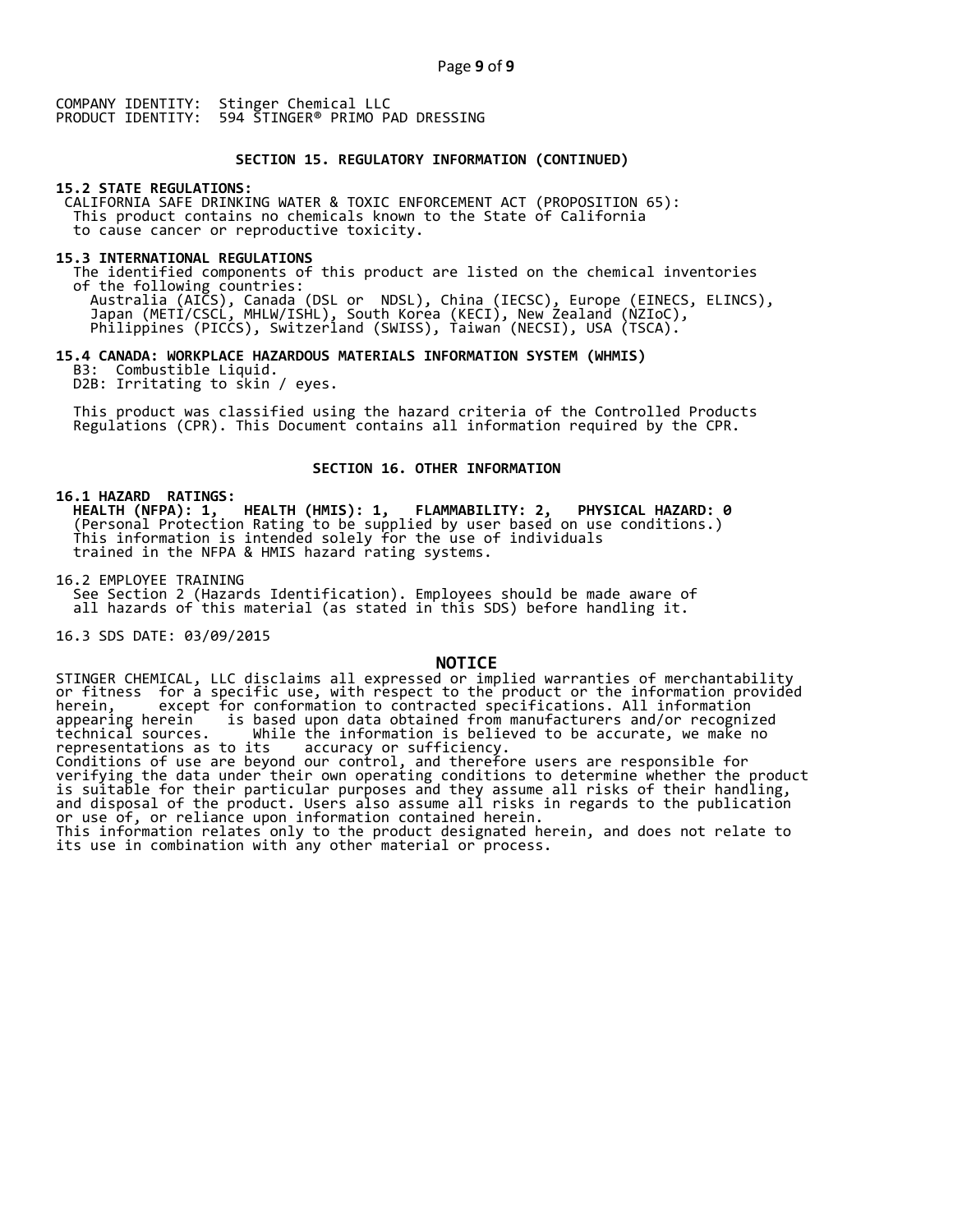COMPANY IDENTITY: Stinger Chemical LLC
PRODUCT IDENTITY: 594 STINGER® PRIMO PAD DRESSING

## SECTION 15. REGULATORY INFORMATION (CONTINUED)

**15.2 STATE REGULATIONS:**
CALIFORNIA SAFE DRINKING WATER & TOXIC ENFORCEMENT ACT (PROPOSITION 65):
This product contains no chemicals known to the State of California to cause cancer or reproductive toxicity.

**15.3 INTERNATIONAL REGULATIONS**
The identified components of this product are listed on the chemical inventories of the following countries:
Australia (AICS), Canada (DSL or NDSL), China (IECSC), Europe (EINECS, ELINCS), Japan (METI/CSCL, MHLW/ISHL), South Korea (KECI), New Zealand (NZIoC), Philippines (PICCS), Switzerland (SWISS), Taiwan (NECSI), USA (TSCA).

**15.4 CANADA: WORKPLACE HAZARDOUS MATERIALS INFORMATION SYSTEM (WHMIS)**
B3: Combustible Liquid.
D2B: Irritating to skin / eyes.

This product was classified using the hazard criteria of the Controlled Products Regulations (CPR). This Document contains all information required by the CPR.

## SECTION 16. OTHER INFORMATION

**16.1 HAZARD RATINGS:**
**HEALTH (NFPA): 1, HEALTH (HMIS): 1, FLAMMABILITY: 2, PHYSICAL HAZARD: 0**
(Personal Protection Rating to be supplied by user based on use conditions.)
This information is intended solely for the use of individuals trained in the NFPA & HMIS hazard rating systems.

16.2 EMPLOYEE TRAINING
See Section 2 (Hazards Identification). Employees should be made aware of all hazards of this material (as stated in this SDS) before handling it.

16.3 SDS DATE: 03/09/2015

**NOTICE**

STINGER CHEMICAL, LLC disclaims all expressed or implied warranties of merchantability or fitness for a specific use, with respect to the product or the information provided herein, except for conformation to contracted specifications. All information appearing herein is based upon data obtained from manufacturers and/or recognized technical sources. While the information is believed to be accurate, we make no representations as to its accuracy or sufficiency.
Conditions of use are beyond our control, and therefore users are responsible for verifying the data under their own operating conditions to determine whether the product is suitable for their particular purposes and they assume all risks of their handling, and disposal of the product. Users also assume all risks in regards to the publication or use of, or reliance upon information contained herein.
This information relates only to the product designated herein, and does not relate to its use in combination with any other material or process.